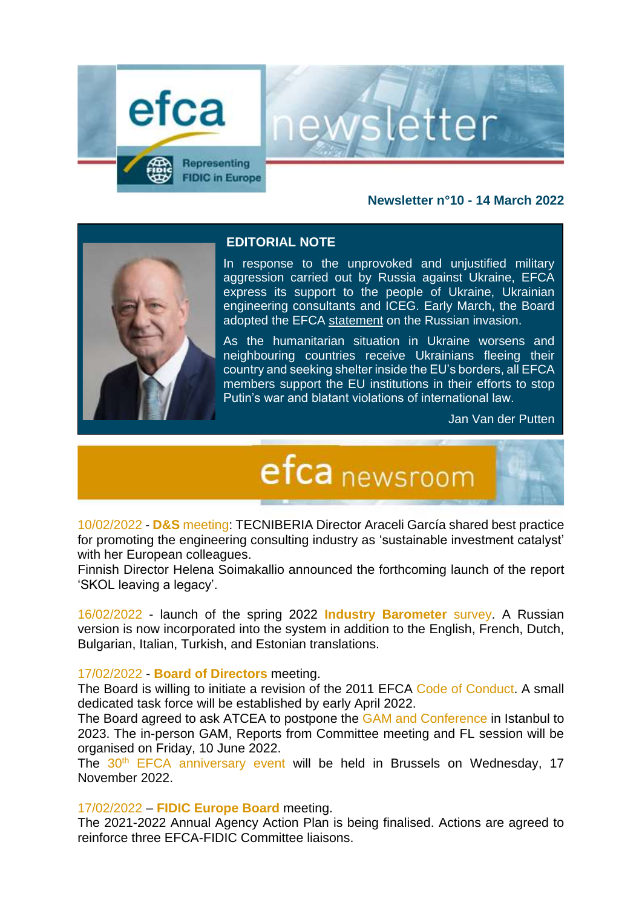# efca newsletter

Representing FIDIC in Europe

**Newsletter n°10 - 14 March 2022**

## EDITORIAL NOTE

In response to the unprovoked and unjustified military aggression carried out by Russia against Ukraine, EFCA express its support to the people of Ukraine, Ukrainian engineering consultants and ICEG. Early March, the Board adopted the EFCA statement on the Russian invasion.

As the humanitarian situation in Ukraine worsens and neighbouring countries receive Ukrainians fleeing their country and seeking shelter inside the EU's borders, all EFCA members support the EU institutions in their efforts to stop Putin's war and blatant violations of international law.

Jan Van der Putten

## efca newsroom

10/02/2022 - **D&S** meeting: TECNIBERIA Director Araceli García shared best practice for promoting the engineering consulting industry as 'sustainable investment catalyst' with her European colleagues.
Finnish Director Helena Soimakallio announced the forthcoming launch of the report 'SKOL leaving a legacy'.

16/02/2022 - launch of the spring 2022 **Industry Barometer** survey. A Russian version is now incorporated into the system in addition to the English, French, Dutch, Bulgarian, Italian, Turkish, and Estonian translations.

17/02/2022 - **Board of Directors** meeting.
The Board is willing to initiate a revision of the 2011 EFCA Code of Conduct. A small dedicated task force will be established by early April 2022.
The Board agreed to ask ATCEA to postpone the GAM and Conference in Istanbul to 2023. The in-person GAM, Reports from Committee meeting and FL session will be organised on Friday, 10 June 2022.
The 30th EFCA anniversary event will be held in Brussels on Wednesday, 17 November 2022.

17/02/2022 – **FIDIC Europe Board** meeting.
The 2021-2022 Annual Agency Action Plan is being finalised. Actions are agreed to reinforce three EFCA-FIDIC Committee liaisons.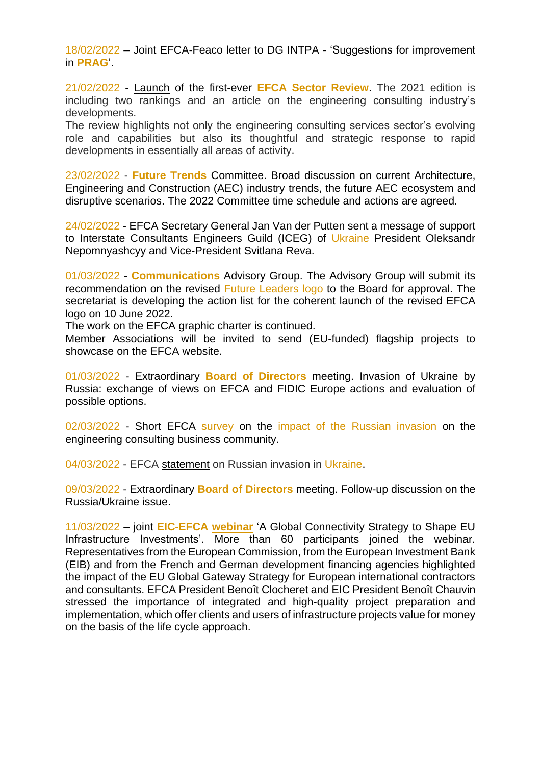18/02/2022 – Joint EFCA-Feaco letter to DG INTPA - 'Suggestions for improvement in **PRAG**'.

21/02/2022 - Launch of the first-ever **EFCA Sector Review**. The 2021 edition is including two rankings and an article on the engineering consulting industry's developments.
The review highlights not only the engineering consulting services sector's evolving role and capabilities but also its thoughtful and strategic response to rapid developments in essentially all areas of activity.

23/02/2022 - **Future Trends** Committee. Broad discussion on current Architecture, Engineering and Construction (AEC) industry trends, the future AEC ecosystem and disruptive scenarios. The 2022 Committee time schedule and actions are agreed.

24/02/2022 - EFCA Secretary General Jan Van der Putten sent a message of support to Interstate Consultants Engineers Guild (ICEG) of Ukraine President Oleksandr Nepomnyashcyy and Vice-President Svitlana Reva.

01/03/2022 - **Communications** Advisory Group. The Advisory Group will submit its recommendation on the revised Future Leaders logo to the Board for approval. The secretariat is developing the action list for the coherent launch of the revised EFCA logo on 10 June 2022.
The work on the EFCA graphic charter is continued.
Member Associations will be invited to send (EU-funded) flagship projects to showcase on the EFCA website.

01/03/2022 - Extraordinary **Board of Directors** meeting. Invasion of Ukraine by Russia: exchange of views on EFCA and FIDIC Europe actions and evaluation of possible options.

02/03/2022 - Short EFCA survey on the impact of the Russian invasion on the engineering consulting business community.

04/03/2022 - EFCA statement on Russian invasion in Ukraine.

09/03/2022 - Extraordinary **Board of Directors** meeting. Follow-up discussion on the Russia/Ukraine issue.

11/03/2022 – joint **EIC-EFCA** **webinar** 'A Global Connectivity Strategy to Shape EU Infrastructure Investments'. More than 60 participants joined the webinar. Representatives from the European Commission, from the European Investment Bank (EIB) and from the French and German development financing agencies highlighted the impact of the EU Global Gateway Strategy for European international contractors and consultants. EFCA President Benoît Clocheret and EIC President Benoît Chauvin stressed the importance of integrated and high-quality project preparation and implementation, which offer clients and users of infrastructure projects value for money on the basis of the life cycle approach.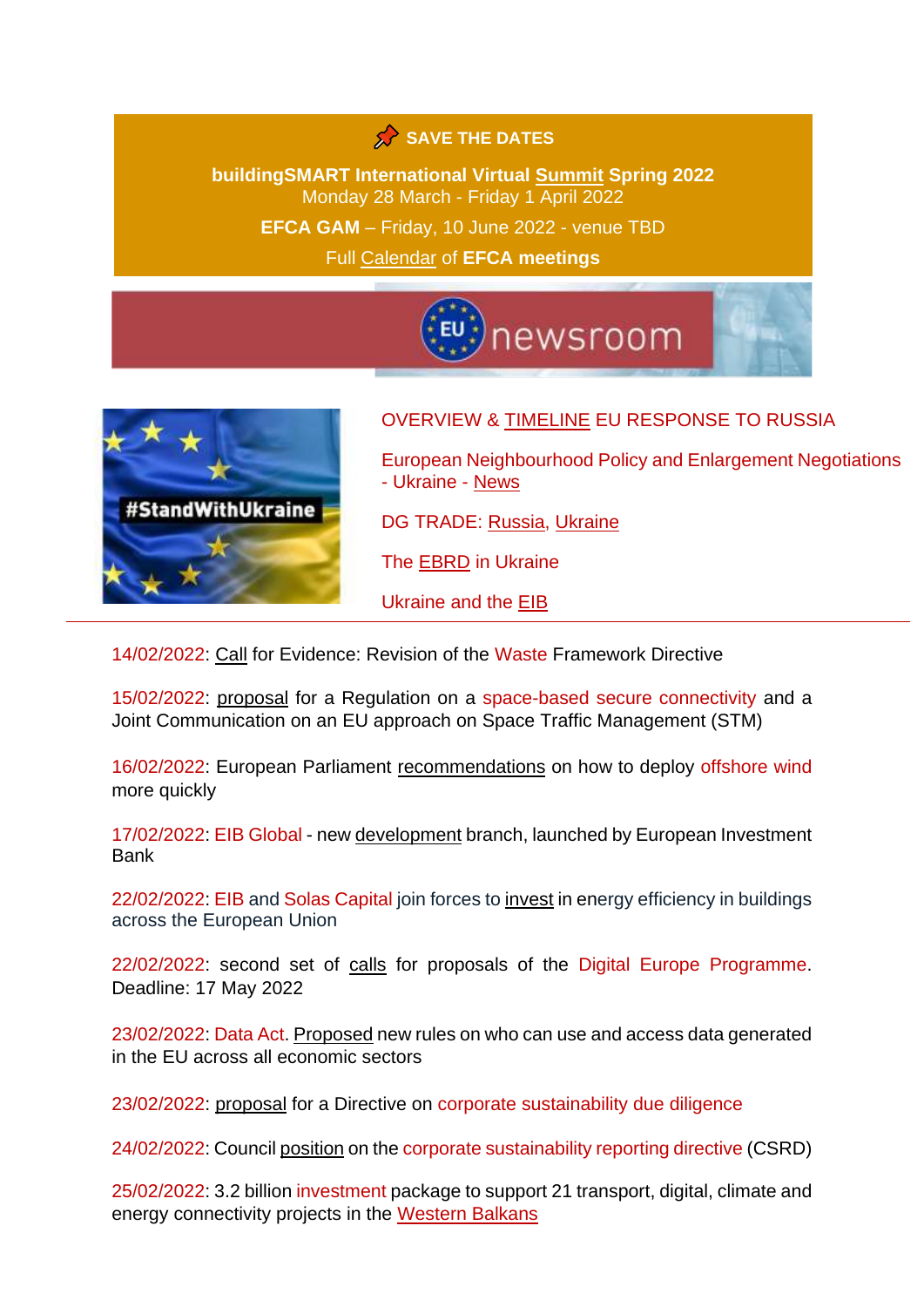📌 **SAVE THE DATES**

**buildingSMART International Virtual Summit Spring 2022**
Monday 28 March - Friday 1 April 2022

**EFCA GAM** – Friday, 10 June 2022 - venue TBD

Full Calendar of **EFCA meetings**

EU newsroom

#StandWithUkraine

OVERVIEW & TIMELINE EU RESPONSE TO RUSSIA

European Neighbourhood Policy and Enlargement Negotiations - Ukraine - News

DG TRADE: Russia, Ukraine

The EBRD in Ukraine

Ukraine and the EIB

---

14/02/2022: Call for Evidence: Revision of the Waste Framework Directive

15/02/2022: proposal for a Regulation on a space-based secure connectivity and a Joint Communication on an EU approach on Space Traffic Management (STM)

16/02/2022: European Parliament recommendations on how to deploy offshore wind more quickly

17/02/2022: EIB Global - new development branch, launched by European Investment Bank

22/02/2022: EIB and Solas Capital join forces to invest in energy efficiency in buildings across the European Union

22/02/2022: second set of calls for proposals of the Digital Europe Programme. Deadline: 17 May 2022

23/02/2022: Data Act. Proposed new rules on who can use and access data generated in the EU across all economic sectors

23/02/2022: proposal for a Directive on corporate sustainability due diligence

24/02/2022: Council position on the corporate sustainability reporting directive (CSRD)

25/02/2022: 3.2 billion investment package to support 21 transport, digital, climate and energy connectivity projects in the Western Balkans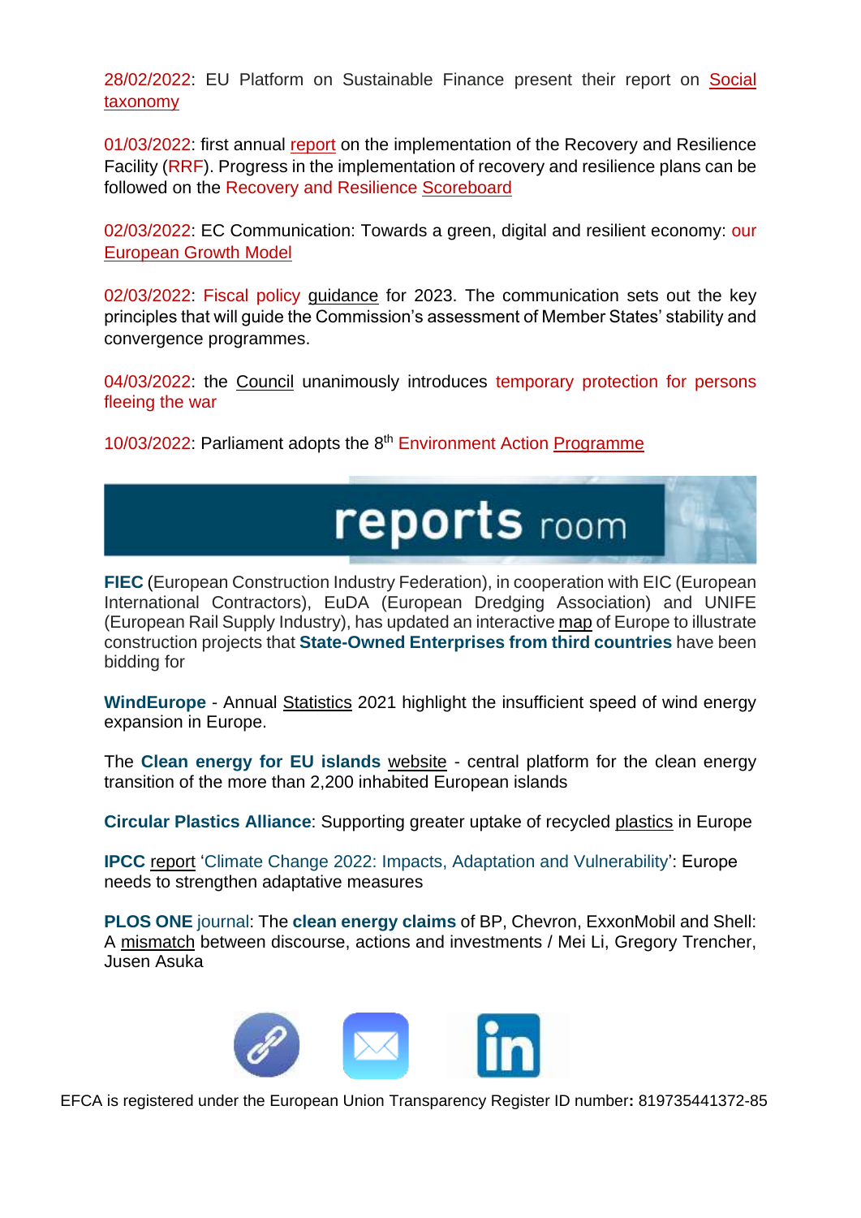28/02/2022: EU Platform on Sustainable Finance present their report on Social taxonomy

01/03/2022: first annual report on the implementation of the Recovery and Resilience Facility (RRF). Progress in the implementation of recovery and resilience plans can be followed on the Recovery and Resilience Scoreboard

02/03/2022: EC Communication: Towards a green, digital and resilient economy: our European Growth Model

02/03/2022: Fiscal policy guidance for 2023. The communication sets out the key principles that will guide the Commission's assessment of Member States' stability and convergence programmes.

04/03/2022: the Council unanimously introduces temporary protection for persons fleeing the war

10/03/2022: Parliament adopts the 8th Environment Action Programme

## reports room

**FIEC** (European Construction Industry Federation), in cooperation with EIC (European International Contractors), EuDA (European Dredging Association) and UNIFE (European Rail Supply Industry), has updated an interactive map of Europe to illustrate construction projects that **State-Owned Enterprises from third countries** have been bidding for

**WindEurope** - Annual Statistics 2021 highlight the insufficient speed of wind energy expansion in Europe.

The **Clean energy for EU islands** website - central platform for the clean energy transition of the more than 2,200 inhabited European islands

**Circular Plastics Alliance**: Supporting greater uptake of recycled plastics in Europe

**IPCC** report 'Climate Change 2022: Impacts, Adaptation and Vulnerability': Europe needs to strengthen adaptative measures

**PLOS ONE** journal: The **clean energy claims** of BP, Chevron, ExxonMobil and Shell: A mismatch between discourse, actions and investments / Mei Li, Gregory Trencher, Jusen Asuka

EFCA is registered under the European Union Transparency Register ID number**:** 819735441372-85